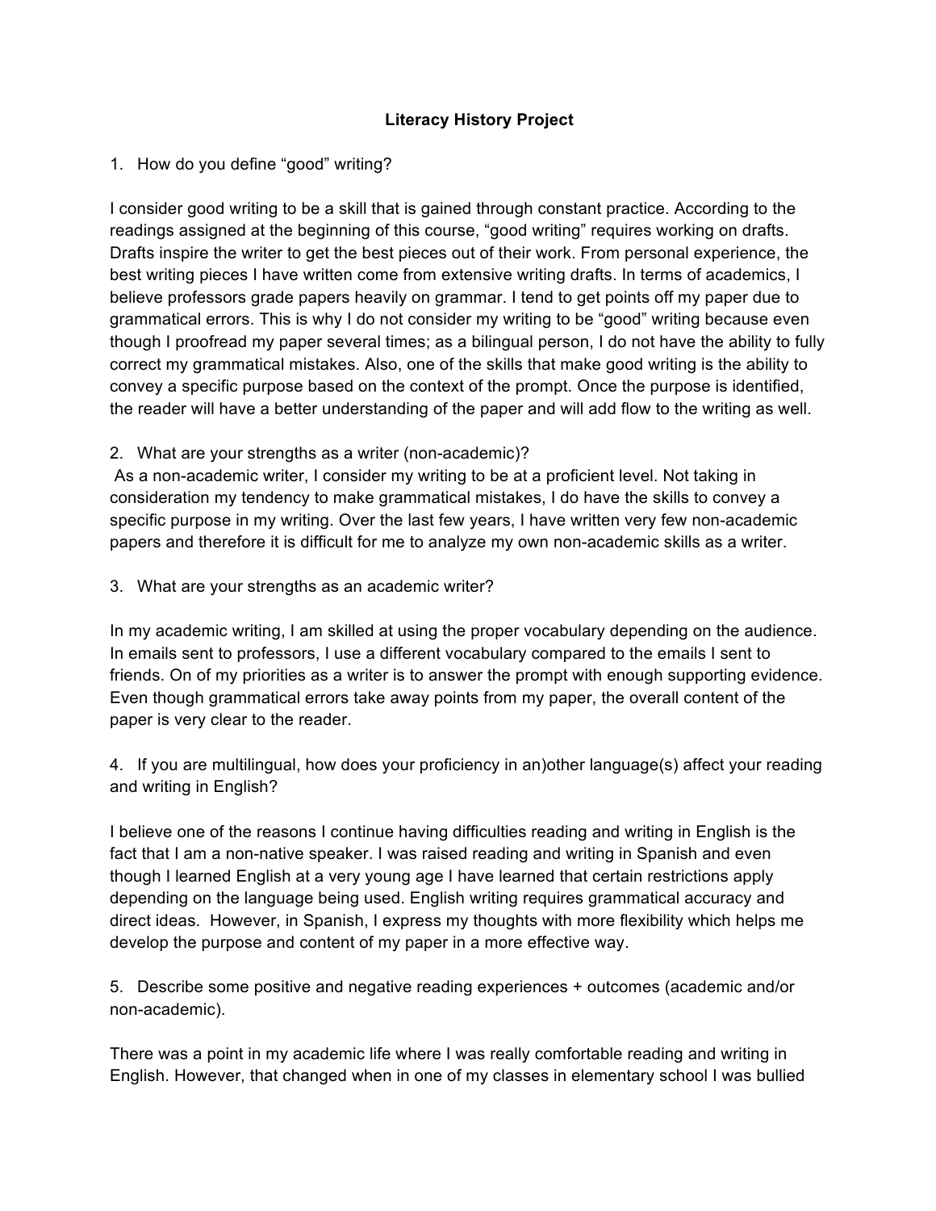**Literacy History Project**

1. How do you define "good" writing?

I consider good writing to be a skill that is gained through constant practice. According to the readings assigned at the beginning of this course, "good writing" requires working on drafts. Drafts inspire the writer to get the best pieces out of their work. From personal experience, the best writing pieces I have written come from extensive writing drafts. In terms of academics, I believe professors grade papers heavily on grammar. I tend to get points off my paper due to grammatical errors. This is why I do not consider my writing to be "good" writing because even though I proofread my paper several times; as a bilingual person, I do not have the ability to fully correct my grammatical mistakes. Also, one of the skills that make good writing is the ability to convey a specific purpose based on the context of the prompt. Once the purpose is identified, the reader will have a better understanding of the paper and will add flow to the writing as well.

2. What are your strengths as a writer (non-academic)?

As a non-academic writer, I consider my writing to be at a proficient level. Not taking in consideration my tendency to make grammatical mistakes, I do have the skills to convey a specific purpose in my writing. Over the last few years, I have written very few non-academic papers and therefore it is difficult for me to analyze my own non-academic skills as a writer.

3. What are your strengths as an academic writer?

In my academic writing, I am skilled at using the proper vocabulary depending on the audience. In emails sent to professors, I use a different vocabulary compared to the emails I sent to friends. On of my priorities as a writer is to answer the prompt with enough supporting evidence. Even though grammatical errors take away points from my paper, the overall content of the paper is very clear to the reader.

4. If you are multilingual, how does your proficiency in an)other language(s) affect your reading and writing in English?

I believe one of the reasons I continue having difficulties reading and writing in English is the fact that I am a non-native speaker. I was raised reading and writing in Spanish and even though I learned English at a very young age I have learned that certain restrictions apply depending on the language being used. English writing requires grammatical accuracy and direct ideas. However, in Spanish, I express my thoughts with more flexibility which helps me develop the purpose and content of my paper in a more effective way.

5. Describe some positive and negative reading experiences + outcomes (academic and/or non-academic).

There was a point in my academic life where I was really comfortable reading and writing in English. However, that changed when in one of my classes in elementary school I was bullied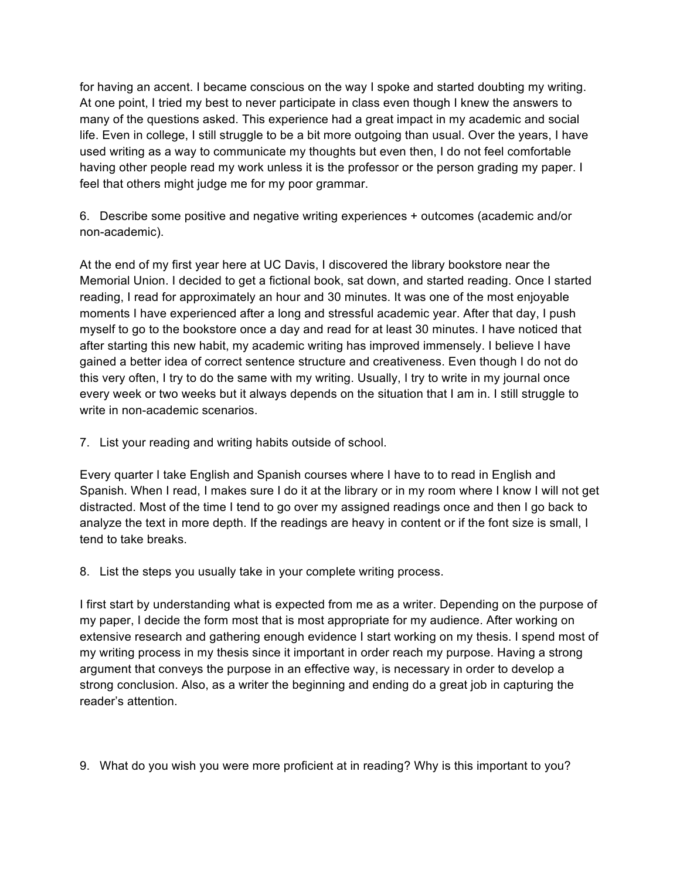for having an accent. I became conscious on the way I spoke and started doubting my writing. At one point, I tried my best to never participate in class even though I knew the answers to many of the questions asked. This experience had a great impact in my academic and social life. Even in college, I still struggle to be a bit more outgoing than usual. Over the years, I have used writing as a way to communicate my thoughts but even then, I do not feel comfortable having other people read my work unless it is the professor or the person grading my paper. I feel that others might judge me for my poor grammar.

6. Describe some positive and negative writing experiences + outcomes (academic and/or non-academic).

At the end of my first year here at UC Davis, I discovered the library bookstore near the Memorial Union. I decided to get a fictional book, sat down, and started reading. Once I started reading, I read for approximately an hour and 30 minutes. It was one of the most enjoyable moments I have experienced after a long and stressful academic year. After that day, I push myself to go to the bookstore once a day and read for at least 30 minutes. I have noticed that after starting this new habit, my academic writing has improved immensely. I believe I have gained a better idea of correct sentence structure and creativeness. Even though I do not do this very often, I try to do the same with my writing. Usually, I try to write in my journal once every week or two weeks but it always depends on the situation that I am in. I still struggle to write in non-academic scenarios.

7. List your reading and writing habits outside of school.

Every quarter I take English and Spanish courses where I have to to read in English and Spanish. When I read, I makes sure I do it at the library or in my room where I know I will not get distracted. Most of the time I tend to go over my assigned readings once and then I go back to analyze the text in more depth. If the readings are heavy in content or if the font size is small, I tend to take breaks.

8. List the steps you usually take in your complete writing process.

I first start by understanding what is expected from me as a writer. Depending on the purpose of my paper, I decide the form most that is most appropriate for my audience. After working on extensive research and gathering enough evidence I start working on my thesis. I spend most of my writing process in my thesis since it important in order reach my purpose. Having a strong argument that conveys the purpose in an effective way, is necessary in order to develop a strong conclusion. Also, as a writer the beginning and ending do a great job in capturing the reader's attention.

9. What do you wish you were more proficient at in reading? Why is this important to you?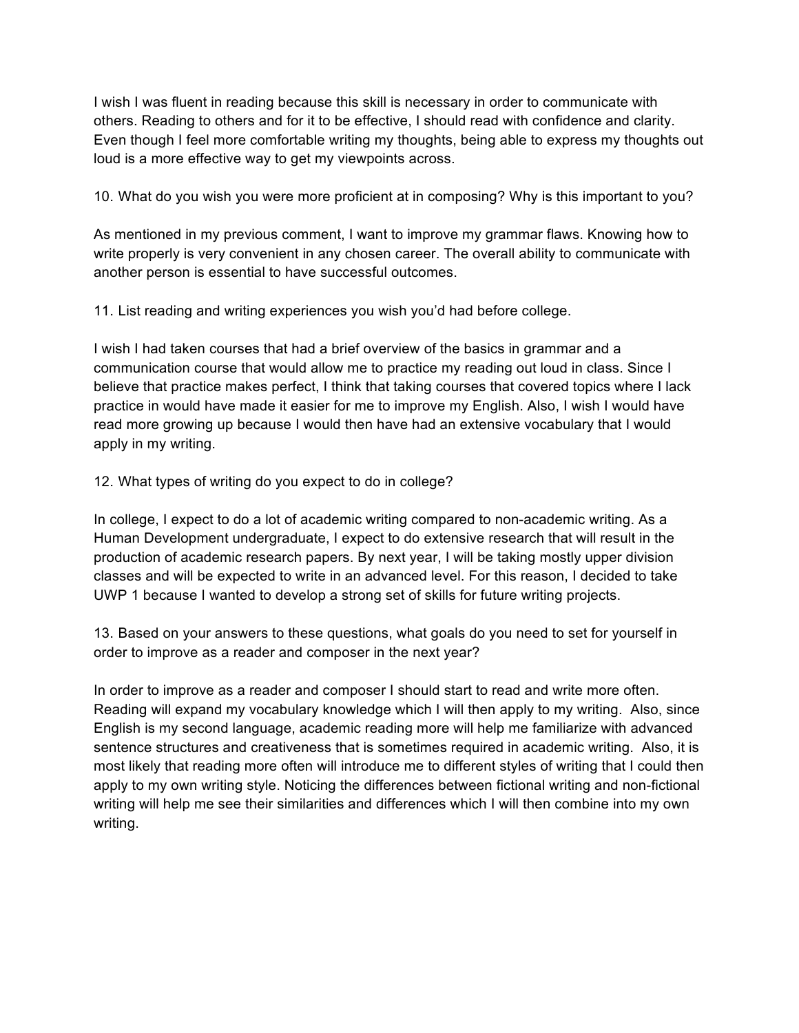I wish I was fluent in reading because this skill is necessary in order to communicate with others. Reading to others and for it to be effective, I should read with confidence and clarity. Even though I feel more comfortable writing my thoughts, being able to express my thoughts out loud is a more effective way to get my viewpoints across.

10. What do you wish you were more proficient at in composing? Why is this important to you?

As mentioned in my previous comment, I want to improve my grammar flaws. Knowing how to write properly is very convenient in any chosen career. The overall ability to communicate with another person is essential to have successful outcomes.

11. List reading and writing experiences you wish you'd had before college.

I wish I had taken courses that had a brief overview of the basics in grammar and a communication course that would allow me to practice my reading out loud in class. Since I believe that practice makes perfect, I think that taking courses that covered topics where I lack practice in would have made it easier for me to improve my English. Also, I wish I would have read more growing up because I would then have had an extensive vocabulary that I would apply in my writing.

12. What types of writing do you expect to do in college?

In college, I expect to do a lot of academic writing compared to non-academic writing. As a Human Development undergraduate, I expect to do extensive research that will result in the production of academic research papers. By next year, I will be taking mostly upper division classes and will be expected to write in an advanced level. For this reason, I decided to take UWP 1 because I wanted to develop a strong set of skills for future writing projects.

13. Based on your answers to these questions, what goals do you need to set for yourself in order to improve as a reader and composer in the next year?

In order to improve as a reader and composer I should start to read and write more often. Reading will expand my vocabulary knowledge which I will then apply to my writing. Also, since English is my second language, academic reading more will help me familiarize with advanced sentence structures and creativeness that is sometimes required in academic writing. Also, it is most likely that reading more often will introduce me to different styles of writing that I could then apply to my own writing style. Noticing the differences between fictional writing and non-fictional writing will help me see their similarities and differences which I will then combine into my own writing.